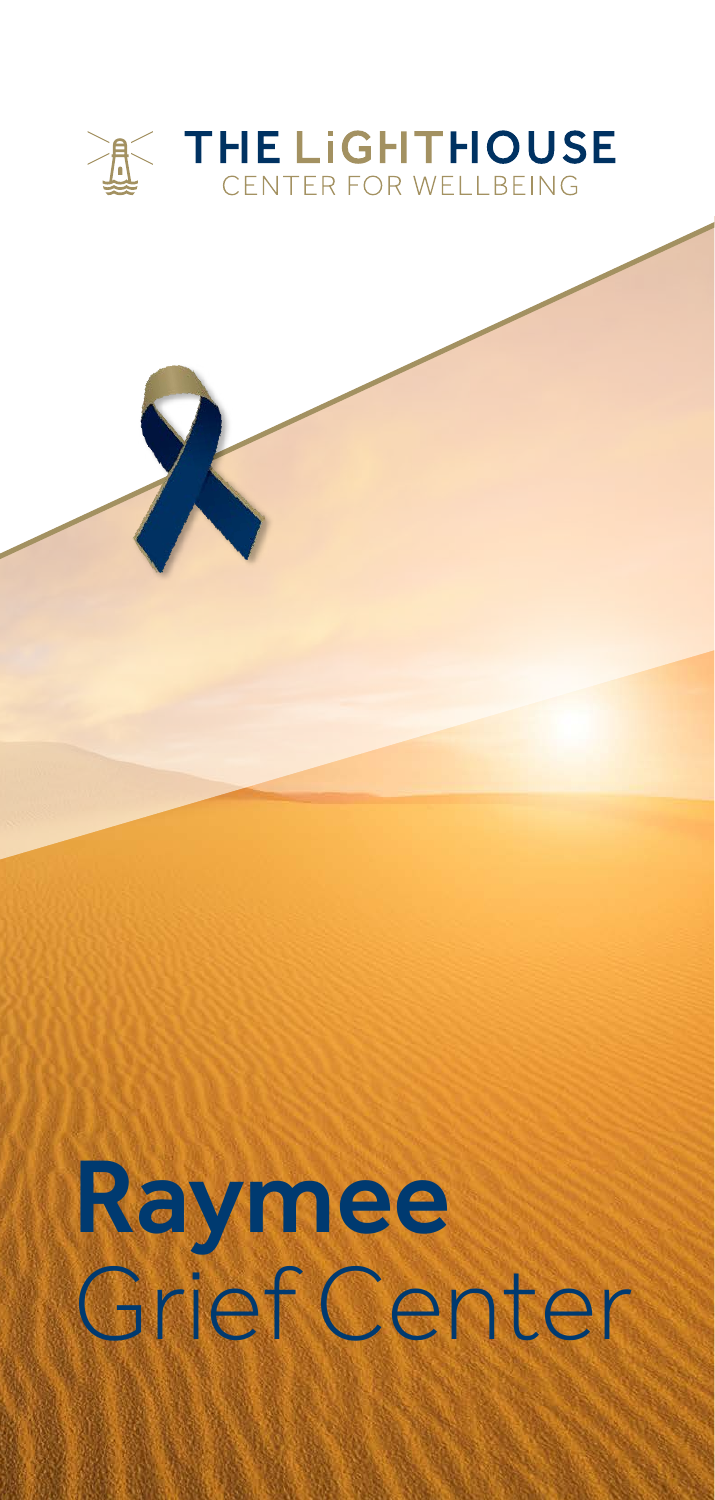THE LiGHTHOUSE
CENTER FOR WELLBEING

# **Raymee** Grief Center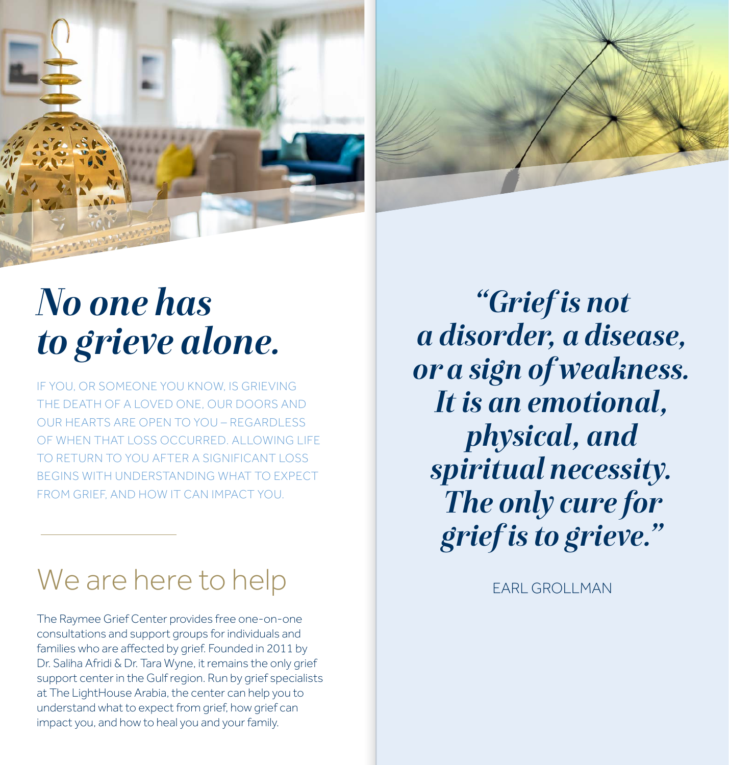# *No one has to grieve alone.*

IF YOU, OR SOMEONE YOU KNOW, IS GRIEVING THE DEATH OF A LOVED ONE, OUR DOORS AND OUR HEARTS ARE OPEN TO YOU – REGARDLESS OF WHEN THAT LOSS OCCURRED. ALLOWING LIFE TO RETURN TO YOU AFTER A SIGNIFICANT LOSS BEGINS WITH UNDERSTANDING WHAT TO EXPECT FROM GRIEF, AND HOW IT CAN IMPACT YOU.

## We are here to help

The Raymee Grief Center provides free one-on-one consultations and support groups for individuals and families who are affected by grief. Founded in 2011 by Dr. Saliha Afridi & Dr. Tara Wyne, it remains the only grief support center in the Gulf region. Run by grief specialists at The LightHouse Arabia, the center can help you to understand what to expect from grief, how grief can impact you, and how to heal you and your family.

> ***"Grief is not a disorder, a disease, or a sign of weakness. It is an emotional, physical, and spiritual necessity. The only cure for grief is to grieve."***
>
> EARL GROLLMAN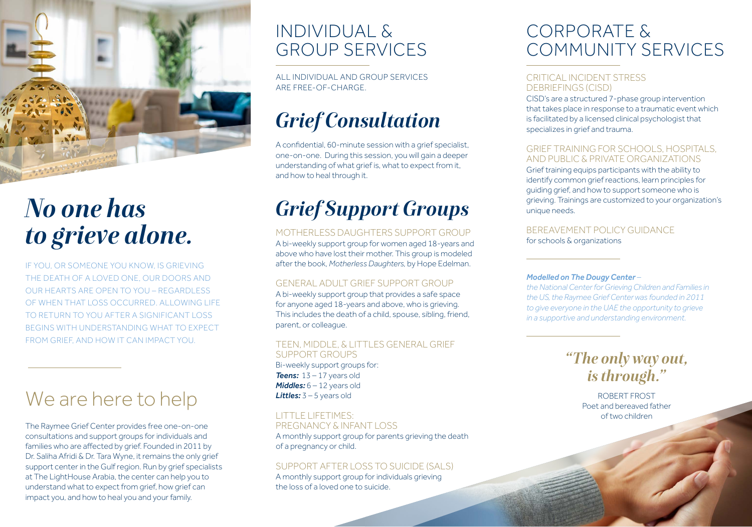# *No one has to grieve alone.*

IF YOU, OR SOMEONE YOU KNOW, IS GRIEVING THE DEATH OF A LOVED ONE, OUR DOORS AND OUR HEARTS ARE OPEN TO YOU – REGARDLESS OF WHEN THAT LOSS OCCURRED. ALLOWING LIFE TO RETURN TO YOU AFTER A SIGNIFICANT LOSS BEGINS WITH UNDERSTANDING WHAT TO EXPECT FROM GRIEF, AND HOW IT CAN IMPACT YOU.

## We are here to help

The Raymee Grief Center provides free one-on-one consultations and support groups for individuals and families who are affected by grief. Founded in 2011 by Dr. Saliha Afridi & Dr. Tara Wyne, it remains the only grief support center in the Gulf region. Run by grief specialists at The LightHouse Arabia, the center can help you to understand what to expect from grief, how grief can impact you, and how to heal you and your family.

# INDIVIDUAL & GROUP SERVICES

ALL INDIVIDUAL AND GROUP SERVICES ARE FREE-OF-CHARGE.

## *Grief Consultation*

A confidential, 60-minute session with a grief specialist, one-on-one. During this session, you will gain a deeper understanding of what grief is, what to expect from it, and how to heal through it.

## *Grief Support Groups*

### MOTHERLESS DAUGHTERS SUPPORT GROUP

A bi-weekly support group for women aged 18-years and above who have lost their mother. This group is modeled after the book, *Motherless Daughters,* by Hope Edelman.

### GENERAL ADULT GRIEF SUPPORT GROUP

A bi-weekly support group that provides a safe space for anyone aged 18-years and above, who is grieving. This includes the death of a child, spouse, sibling, friend, parent, or colleague.

### TEEN, MIDDLE, & LITTLES GENERAL GRIEF SUPPORT GROUPS

Bi-weekly support groups for:
***Teens:*** 13 – 17 years old
***Middles:*** 6 – 12 years old
***Littles:*** 3 – 5 years old

### LITTLE LIFETIMES: PREGNANCY & INFANT LOSS

A monthly support group for parents grieving the death of a pregnancy or child.

### SUPPORT AFTER LOSS TO SUICIDE (SALS)

A monthly support group for individuals grieving the loss of a loved one to suicide.

# CORPORATE & COMMUNITY SERVICES

### CRITICAL INCIDENT STRESS DEBRIEFINGS (CISD)

CISD's are a structured 7-phase group intervention that takes place in response to a traumatic event which is facilitated by a licensed clinical psychologist that specializes in grief and trauma.

### GRIEF TRAINING FOR SCHOOLS, HOSPITALS, AND PUBLIC & PRIVATE ORGANIZATIONS

Grief training equips participants with the ability to identify common grief reactions, learn principles for guiding grief, and how to support someone who is grieving. Trainings are customized to your organization's unique needs.

### BEREAVEMENT POLICY GUIDANCE

for schools & organizations

***Modelled on The Dougy Center*** *– the National Center for Grieving Children and Families in the US, the Raymee Grief Center was founded in 2011 to give everyone in the UAE the opportunity to grieve in a supportive and understanding environment.*

> *"The only way out, is through."*
>
> ROBERT FROST
> Poet and bereaved father of two children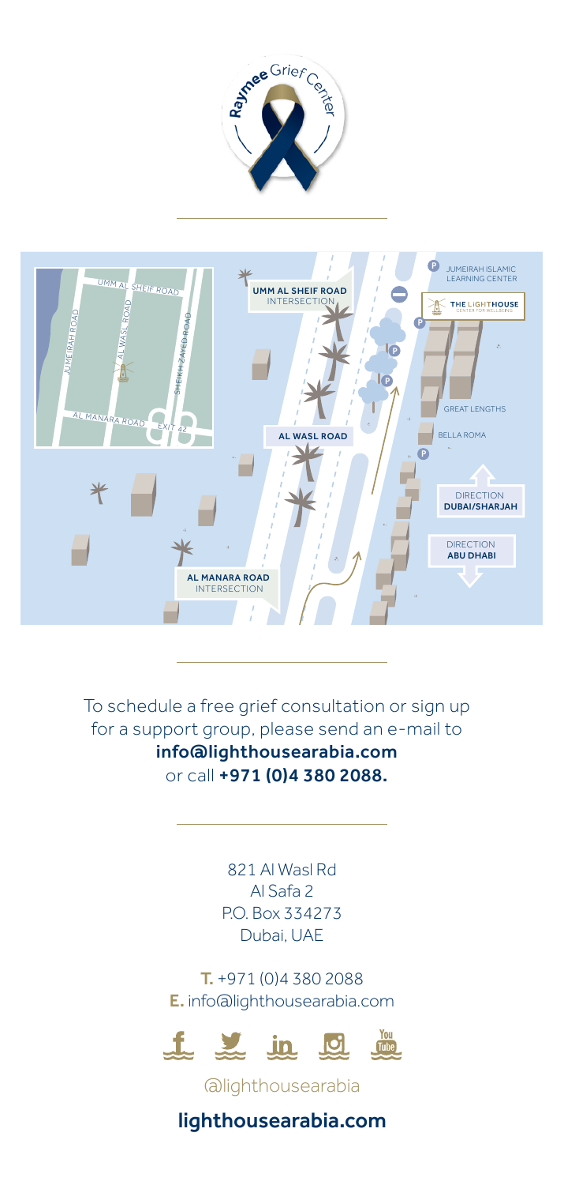Raymee Grief Center

UMM AL SHEIF ROAD
JUMEIRAH ROAD
AL WASL ROAD
SHEIKH ZAYED ROAD
AL MANARA ROAD
EXIT 42

UMM AL SHEIF ROAD INTERSECTION
AL WASL ROAD
AL MANARA ROAD INTERSECTION
JUMEIRAH ISLAMIC LEARNING CENTER
THE LIGHTHOUSE CENTER FOR WELLBEING
GREAT LENGTHS
BELLA ROMA
DIRECTION DUBAI/SHARJAH
DIRECTION ABU DHABI

To schedule a free grief consultation or sign up for a support group, please send an e-mail to **info@lighthousearabia.com** or call **+971 (0)4 380 2088.**

821 Al Wasl Rd
Al Safa 2
P.O. Box 334273
Dubai, UAE

**T.** +971 (0)4 380 2088
**E.** info@lighthousearabia.com

@lighthousearabia

**lighthousearabia.com**